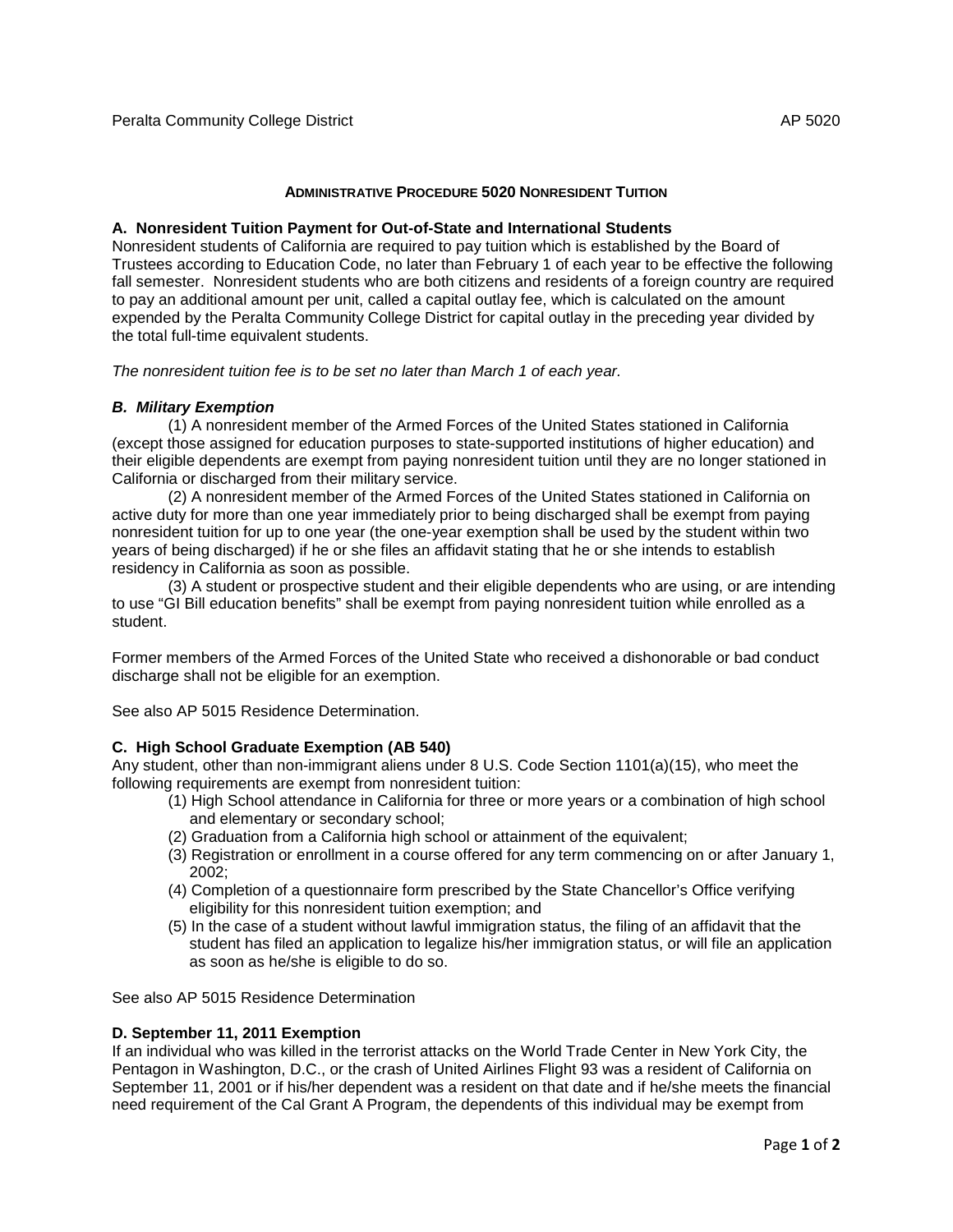## Administrative Procedure 5020 Nonresident Tuition

### A. Nonresident Tuition Payment for Out-of-State and International Students

Nonresident students of California are required to pay tuition which is established by the Board of Trustees according to Education Code, no later than February 1 of each year to be effective the following fall semester. Nonresident students who are both citizens and residents of a foreign country are required to pay an additional amount per unit, called a capital outlay fee, which is calculated on the amount expended by the Peralta Community College District for capital outlay in the preceding year divided by the total full-time equivalent students.

*The nonresident tuition fee is to be set no later than March 1 of each year.*

### *B. Military Exemption*

(1) A nonresident member of the Armed Forces of the United States stationed in California (except those assigned for education purposes to state-supported institutions of higher education) and their eligible dependents are exempt from paying nonresident tuition until they are no longer stationed in California or discharged from their military service.

(2) A nonresident member of the Armed Forces of the United States stationed in California on active duty for more than one year immediately prior to being discharged shall be exempt from paying nonresident tuition for up to one year (the one-year exemption shall be used by the student within two years of being discharged) if he or she files an affidavit stating that he or she intends to establish residency in California as soon as possible.

(3) A student or prospective student and their eligible dependents who are using, or are intending to use "GI Bill education benefits" shall be exempt from paying nonresident tuition while enrolled as a student.

Former members of the Armed Forces of the United State who received a dishonorable or bad conduct discharge shall not be eligible for an exemption.

See also AP 5015 Residence Determination.

### C. High School Graduate Exemption (AB 540)

Any student, other than non-immigrant aliens under 8 U.S. Code Section 1101(a)(15), who meet the following requirements are exempt from nonresident tuition:

(1) High School attendance in California for three or more years or a combination of high school and elementary or secondary school;
(2) Graduation from a California high school or attainment of the equivalent;
(3) Registration or enrollment in a course offered for any term commencing on or after January 1, 2002;
(4) Completion of a questionnaire form prescribed by the State Chancellor's Office verifying eligibility for this nonresident tuition exemption; and
(5) In the case of a student without lawful immigration status, the filing of an affidavit that the student has filed an application to legalize his/her immigration status, or will file an application as soon as he/she is eligible to do so.

See also AP 5015 Residence Determination

### D. September 11, 2011 Exemption

If an individual who was killed in the terrorist attacks on the World Trade Center in New York City, the Pentagon in Washington, D.C., or the crash of United Airlines Flight 93 was a resident of California on September 11, 2001 or if his/her dependent was a resident on that date and if he/she meets the financial need requirement of the Cal Grant A Program, the dependents of this individual may be exempt from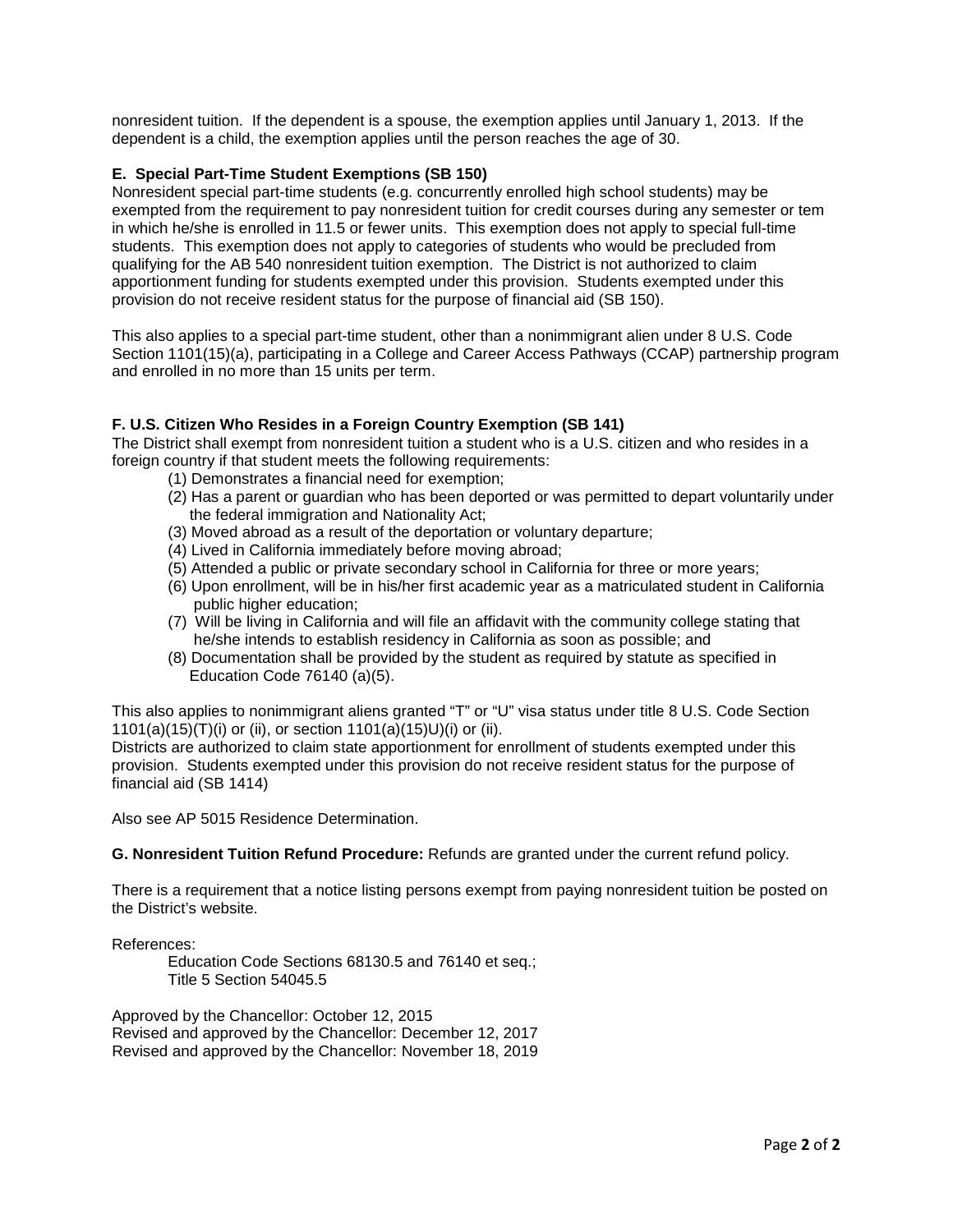nonresident tuition. If the dependent is a spouse, the exemption applies until January 1, 2013. If the dependent is a child, the exemption applies until the person reaches the age of 30.

**E. Special Part-Time Student Exemptions (SB 150)**

Nonresident special part-time students (e.g. concurrently enrolled high school students) may be exempted from the requirement to pay nonresident tuition for credit courses during any semester or tem in which he/she is enrolled in 11.5 or fewer units. This exemption does not apply to special full-time students. This exemption does not apply to categories of students who would be precluded from qualifying for the AB 540 nonresident tuition exemption. The District is not authorized to claim apportionment funding for students exempted under this provision. Students exempted under this provision do not receive resident status for the purpose of financial aid (SB 150).

This also applies to a special part-time student, other than a nonimmigrant alien under 8 U.S. Code Section 1101(15)(a), participating in a College and Career Access Pathways (CCAP) partnership program and enrolled in no more than 15 units per term.

**F. U.S. Citizen Who Resides in a Foreign Country Exemption (SB 141)**

The District shall exempt from nonresident tuition a student who is a U.S. citizen and who resides in a foreign country if that student meets the following requirements:

(1) Demonstrates a financial need for exemption;
(2) Has a parent or guardian who has been deported or was permitted to depart voluntarily under the federal immigration and Nationality Act;
(3) Moved abroad as a result of the deportation or voluntary departure;
(4) Lived in California immediately before moving abroad;
(5) Attended a public or private secondary school in California for three or more years;
(6) Upon enrollment, will be in his/her first academic year as a matriculated student in California public higher education;
(7) Will be living in California and will file an affidavit with the community college stating that he/she intends to establish residency in California as soon as possible; and
(8) Documentation shall be provided by the student as required by statute as specified in Education Code 76140 (a)(5).

This also applies to nonimmigrant aliens granted "T" or "U" visa status under title 8 U.S. Code Section 1101(a)(15)(T)(i) or (ii), or section 1101(a)(15)U)(i) or (ii).
Districts are authorized to claim state apportionment for enrollment of students exempted under this provision. Students exempted under this provision do not receive resident status for the purpose of financial aid (SB 1414)

Also see AP 5015 Residence Determination.

**G. Nonresident Tuition Refund Procedure:** Refunds are granted under the current refund policy.

There is a requirement that a notice listing persons exempt from paying nonresident tuition be posted on the District's website.

References:

Education Code Sections 68130.5 and 76140 et seq.;
Title 5 Section 54045.5

Approved by the Chancellor: October 12, 2015
Revised and approved by the Chancellor: December 12, 2017
Revised and approved by the Chancellor: November 18, 2019